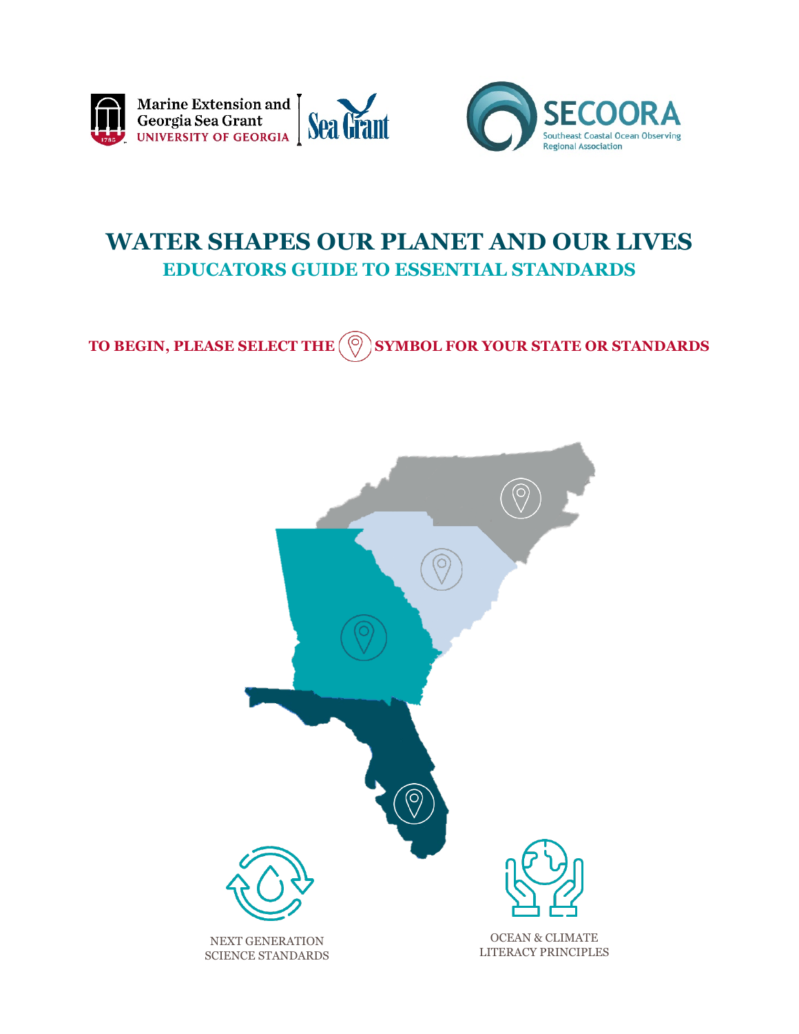Marine Extension and Georgia Sea Grant
UNIVERSITY OF GEORGIA

Sea Grant

SECOORA
Southeast Coastal Ocean Observing Regional Association

# WATER SHAPES OUR PLANET AND OUR LIVES

## EDUCATORS GUIDE TO ESSENTIAL STANDARDS

**TO BEGIN, PLEASE SELECT THE SYMBOL FOR YOUR STATE OR STANDARDS**

NEXT GENERATION SCIENCE STANDARDS

OCEAN & CLIMATE LITERACY PRINCIPLES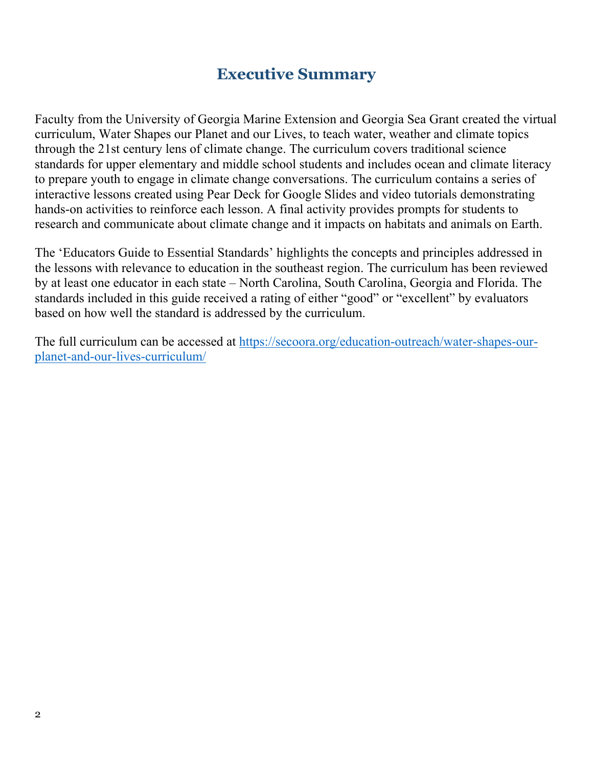# Executive Summary

Faculty from the University of Georgia Marine Extension and Georgia Sea Grant created the virtual curriculum, Water Shapes our Planet and our Lives, to teach water, weather and climate topics through the 21st century lens of climate change. The curriculum covers traditional science standards for upper elementary and middle school students and includes ocean and climate literacy to prepare youth to engage in climate change conversations. The curriculum contains a series of interactive lessons created using Pear Deck for Google Slides and video tutorials demonstrating hands-on activities to reinforce each lesson. A final activity provides prompts for students to research and communicate about climate change and it impacts on habitats and animals on Earth.

The 'Educators Guide to Essential Standards' highlights the concepts and principles addressed in the lessons with relevance to education in the southeast region. The curriculum has been reviewed by at least one educator in each state – North Carolina, South Carolina, Georgia and Florida. The standards included in this guide received a rating of either "good" or "excellent" by evaluators based on how well the standard is addressed by the curriculum.

The full curriculum can be accessed at [https://secoora.org/education-outreach/water-shapes-our-planet-and-our-lives-curriculum/](https://secoora.org/education-outreach/water-shapes-our-planet-and-our-lives-curriculum/)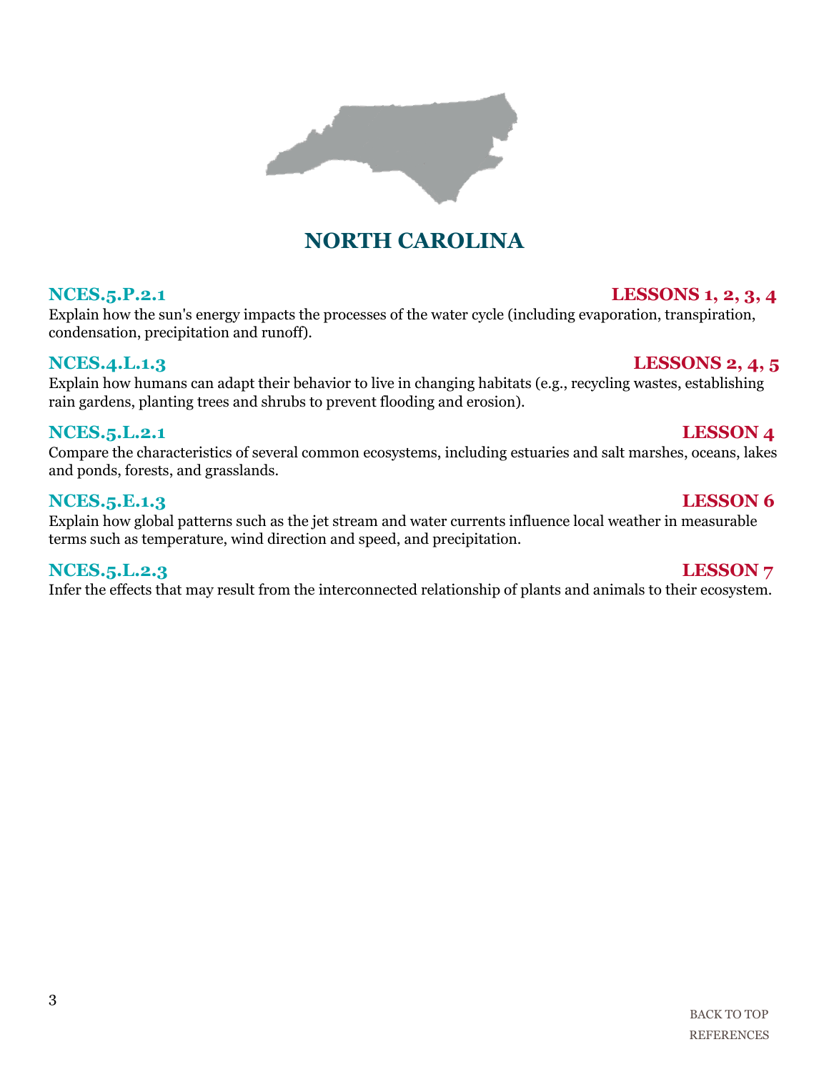# NORTH CAROLINA

**NCES.5.P.2.1** — **LESSONS 1, 2, 3, 4**

Explain how the sun's energy impacts the processes of the water cycle (including evaporation, transpiration, condensation, precipitation and runoff).

**NCES.4.L.1.3** — **LESSONS 2, 4, 5**

Explain how humans can adapt their behavior to live in changing habitats (e.g., recycling wastes, establishing rain gardens, planting trees and shrubs to prevent flooding and erosion).

**NCES.5.L.2.1** — **LESSON 4**

Compare the characteristics of several common ecosystems, including estuaries and salt marshes, oceans, lakes and ponds, forests, and grasslands.

**NCES.5.E.1.3** — **LESSON 6**

Explain how global patterns such as the jet stream and water currents influence local weather in measurable terms such as temperature, wind direction and speed, and precipitation.

**NCES.5.L.2.3** — **LESSON 7**

Infer the effects that may result from the interconnected relationship of plants and animals to their ecosystem.

BACK TO TOP
REFERENCES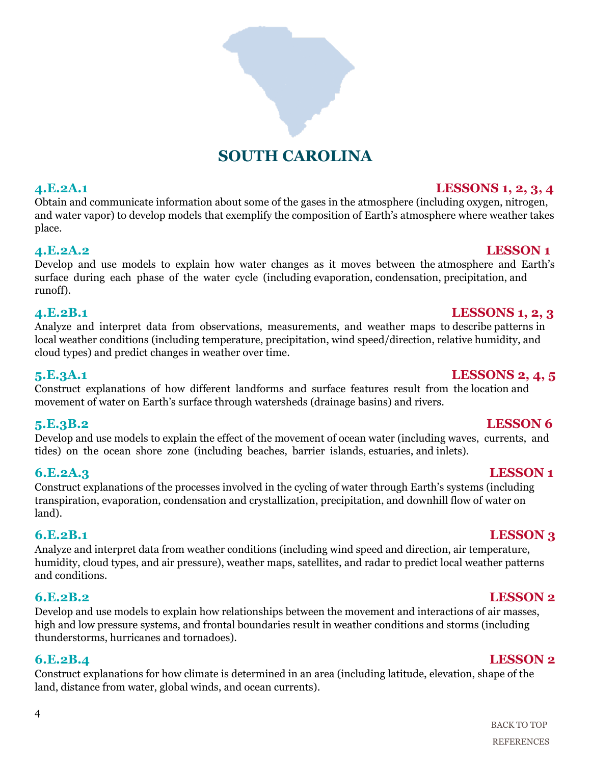# SOUTH CAROLINA

**4.E.2A.1** — **LESSONS 1, 2, 3, 4**

Obtain and communicate information about some of the gases in the atmosphere (including oxygen, nitrogen, and water vapor) to develop models that exemplify the composition of Earth's atmosphere where weather takes place.

**4.E.2A.2** — **LESSON 1**

Develop and use models to explain how water changes as it moves between the atmosphere and Earth's surface during each phase of the water cycle (including evaporation, condensation, precipitation, and runoff).

**4.E.2B.1** — **LESSONS 1, 2, 3**

Analyze and interpret data from observations, measurements, and weather maps to describe patterns in local weather conditions (including temperature, precipitation, wind speed/direction, relative humidity, and cloud types) and predict changes in weather over time.

**5.E.3A.1** — **LESSONS 2, 4, 5**

Construct explanations of how different landforms and surface features result from the location and movement of water on Earth's surface through watersheds (drainage basins) and rivers.

**5.E.3B.2** — **LESSON 6**

Develop and use models to explain the effect of the movement of ocean water (including waves, currents, and tides) on the ocean shore zone (including beaches, barrier islands, estuaries, and inlets).

**6.E.2A.3** — **LESSON 1**

Construct explanations of the processes involved in the cycling of water through Earth's systems (including transpiration, evaporation, condensation and crystallization, precipitation, and downhill flow of water on land).

**6.E.2B.1** — **LESSON 3**

Analyze and interpret data from weather conditions (including wind speed and direction, air temperature, humidity, cloud types, and air pressure), weather maps, satellites, and radar to predict local weather patterns and conditions.

**6.E.2B.2** — **LESSON 2**

Develop and use models to explain how relationships between the movement and interactions of air masses, high and low pressure systems, and frontal boundaries result in weather conditions and storms (including thunderstorms, hurricanes and tornadoes).

**6.E.2B.4** — **LESSON 2**

Construct explanations for how climate is determined in an area (including latitude, elevation, shape of the land, distance from water, global winds, and ocean currents).

BACK TO TOP

REFERENCES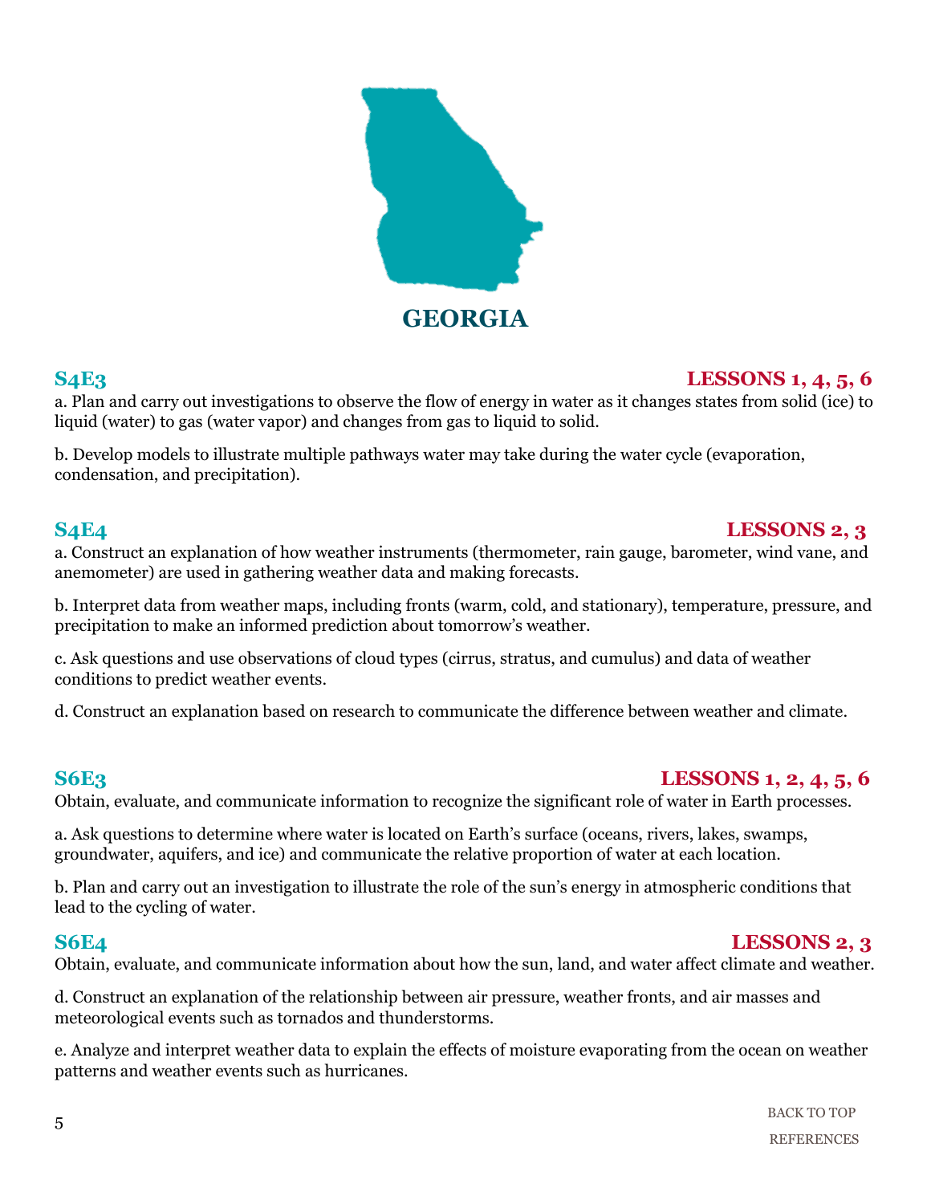# GEORGIA

## S4E3 — LESSONS 1, 4, 5, 6

a. Plan and carry out investigations to observe the flow of energy in water as it changes states from solid (ice) to liquid (water) to gas (water vapor) and changes from gas to liquid to solid.

b. Develop models to illustrate multiple pathways water may take during the water cycle (evaporation, condensation, and precipitation).

## S4E4 — LESSONS 2, 3

a. Construct an explanation of how weather instruments (thermometer, rain gauge, barometer, wind vane, and anemometer) are used in gathering weather data and making forecasts.

b. Interpret data from weather maps, including fronts (warm, cold, and stationary), temperature, pressure, and precipitation to make an informed prediction about tomorrow's weather.

c. Ask questions and use observations of cloud types (cirrus, stratus, and cumulus) and data of weather conditions to predict weather events.

d. Construct an explanation based on research to communicate the difference between weather and climate.

## S6E3 — LESSONS 1, 2, 4, 5, 6

Obtain, evaluate, and communicate information to recognize the significant role of water in Earth processes.

a. Ask questions to determine where water is located on Earth's surface (oceans, rivers, lakes, swamps, groundwater, aquifers, and ice) and communicate the relative proportion of water at each location.

b. Plan and carry out an investigation to illustrate the role of the sun's energy in atmospheric conditions that lead to the cycling of water.

## S6E4 — LESSONS 2, 3

Obtain, evaluate, and communicate information about how the sun, land, and water affect climate and weather.

d. Construct an explanation of the relationship between air pressure, weather fronts, and air masses and meteorological events such as tornados and thunderstorms.

e. Analyze and interpret weather data to explain the effects of moisture evaporating from the ocean on weather patterns and weather events such as hurricanes.

BACK TO TOP

REFERENCES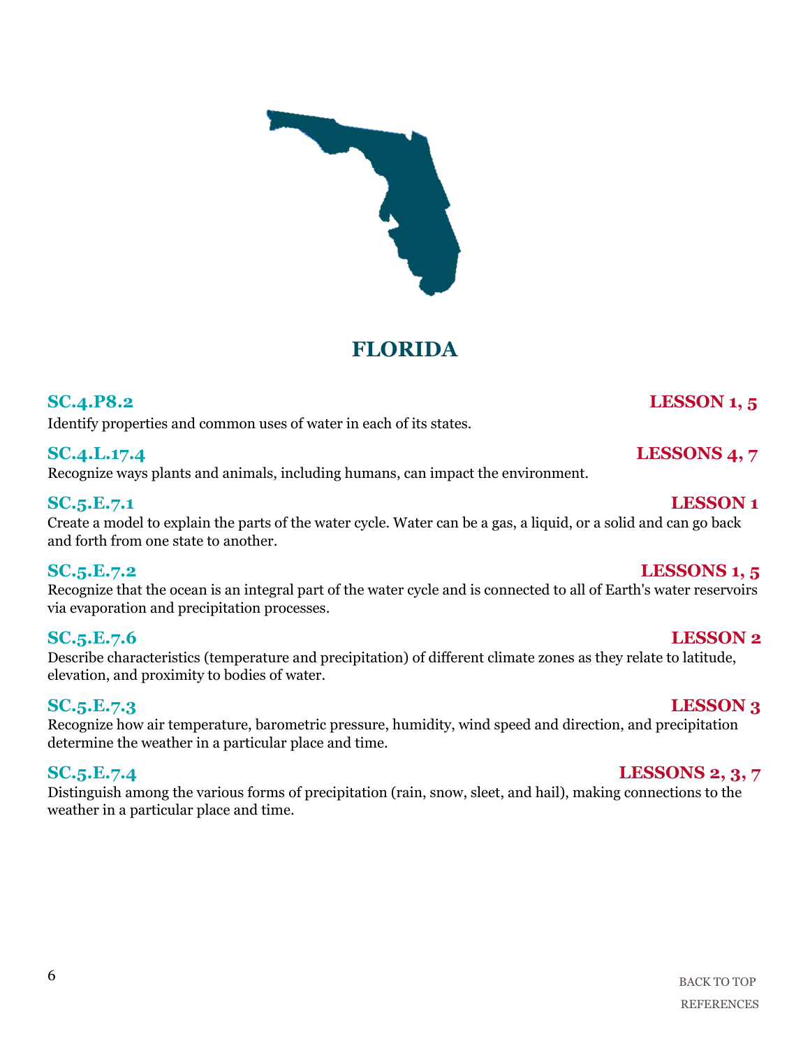# FLORIDA

**SC.4.P8.2** — **LESSON 1, 5**

Identify properties and common uses of water in each of its states.

**SC.4.L.17.4** — **LESSONS 4, 7**

Recognize ways plants and animals, including humans, can impact the environment.

**SC.5.E.7.1** — **LESSON 1**

Create a model to explain the parts of the water cycle. Water can be a gas, a liquid, or a solid and can go back and forth from one state to another.

**SC.5.E.7.2** — **LESSONS 1, 5**

Recognize that the ocean is an integral part of the water cycle and is connected to all of Earth's water reservoirs via evaporation and precipitation processes.

**SC.5.E.7.6** — **LESSON 2**

Describe characteristics (temperature and precipitation) of different climate zones as they relate to latitude, elevation, and proximity to bodies of water.

**SC.5.E.7.3** — **LESSON 3**

Recognize how air temperature, barometric pressure, humidity, wind speed and direction, and precipitation determine the weather in a particular place and time.

**SC.5.E.7.4** — **LESSONS 2, 3, 7**

Distinguish among the various forms of precipitation (rain, snow, sleet, and hail), making connections to the weather in a particular place and time.

BACK TO TOP

REFERENCES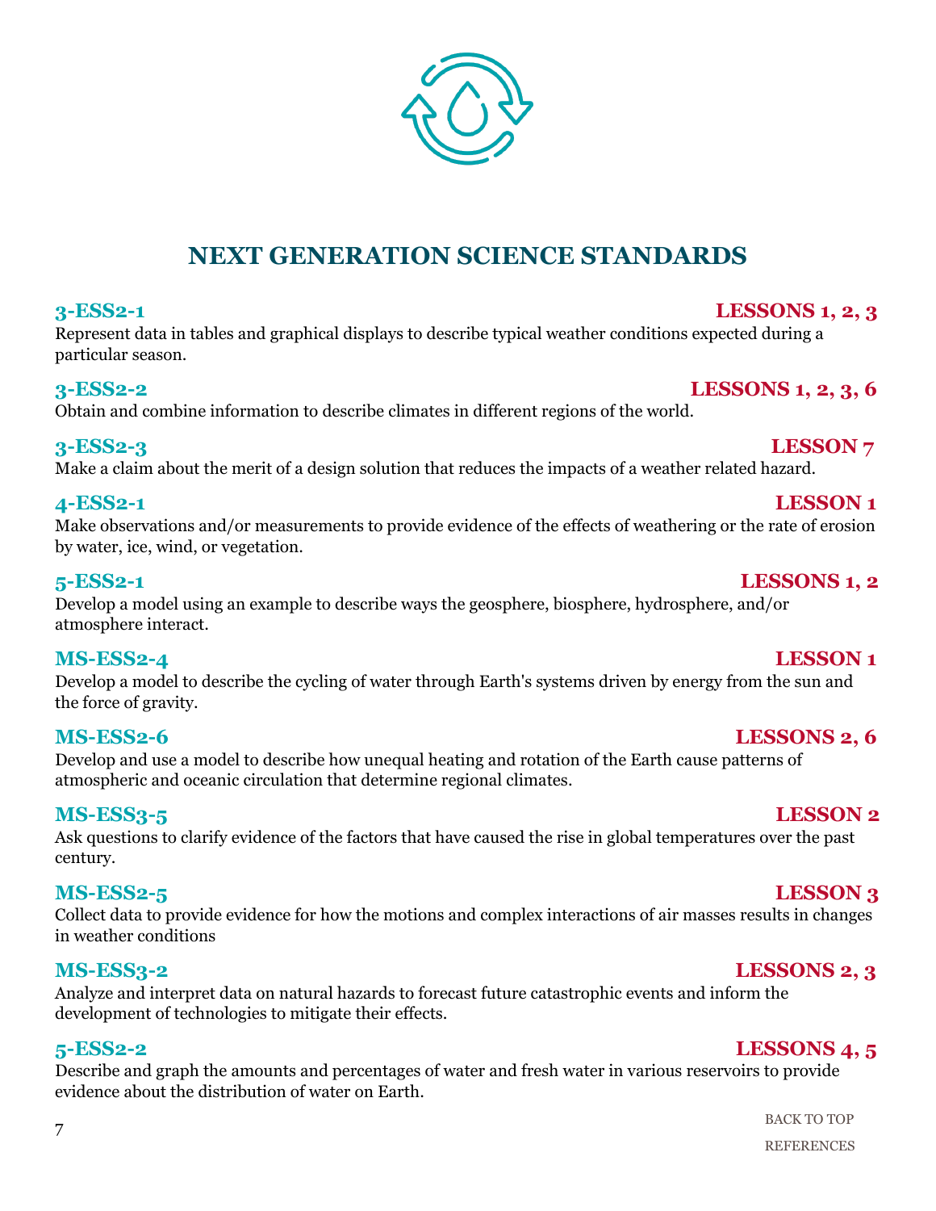# NEXT GENERATION SCIENCE STANDARDS

**3-ESS2-1** **LESSONS 1, 2, 3**

Represent data in tables and graphical displays to describe typical weather conditions expected during a particular season.

**3-ESS2-2** **LESSONS 1, 2, 3, 6**

Obtain and combine information to describe climates in different regions of the world.

**3-ESS2-3** **LESSON 7**

Make a claim about the merit of a design solution that reduces the impacts of a weather related hazard.

**4-ESS2-1** **LESSON 1**

Make observations and/or measurements to provide evidence of the effects of weathering or the rate of erosion by water, ice, wind, or vegetation.

**5-ESS2-1** **LESSONS 1, 2**

Develop a model using an example to describe ways the geosphere, biosphere, hydrosphere, and/or atmosphere interact.

**MS-ESS2-4** **LESSON 1**

Develop a model to describe the cycling of water through Earth's systems driven by energy from the sun and the force of gravity.

**MS-ESS2-6** **LESSONS 2, 6**

Develop and use a model to describe how unequal heating and rotation of the Earth cause patterns of atmospheric and oceanic circulation that determine regional climates.

**MS-ESS3-5** **LESSON 2**

Ask questions to clarify evidence of the factors that have caused the rise in global temperatures over the past century.

**MS-ESS2-5** **LESSON 3**

Collect data to provide evidence for how the motions and complex interactions of air masses results in changes in weather conditions

**MS-ESS3-2** **LESSONS 2, 3**

Analyze and interpret data on natural hazards to forecast future catastrophic events and inform the development of technologies to mitigate their effects.

**5-ESS2-2** **LESSONS 4, 5**

Describe and graph the amounts and percentages of water and fresh water in various reservoirs to provide evidence about the distribution of water on Earth.

BACK TO TOP

REFERENCES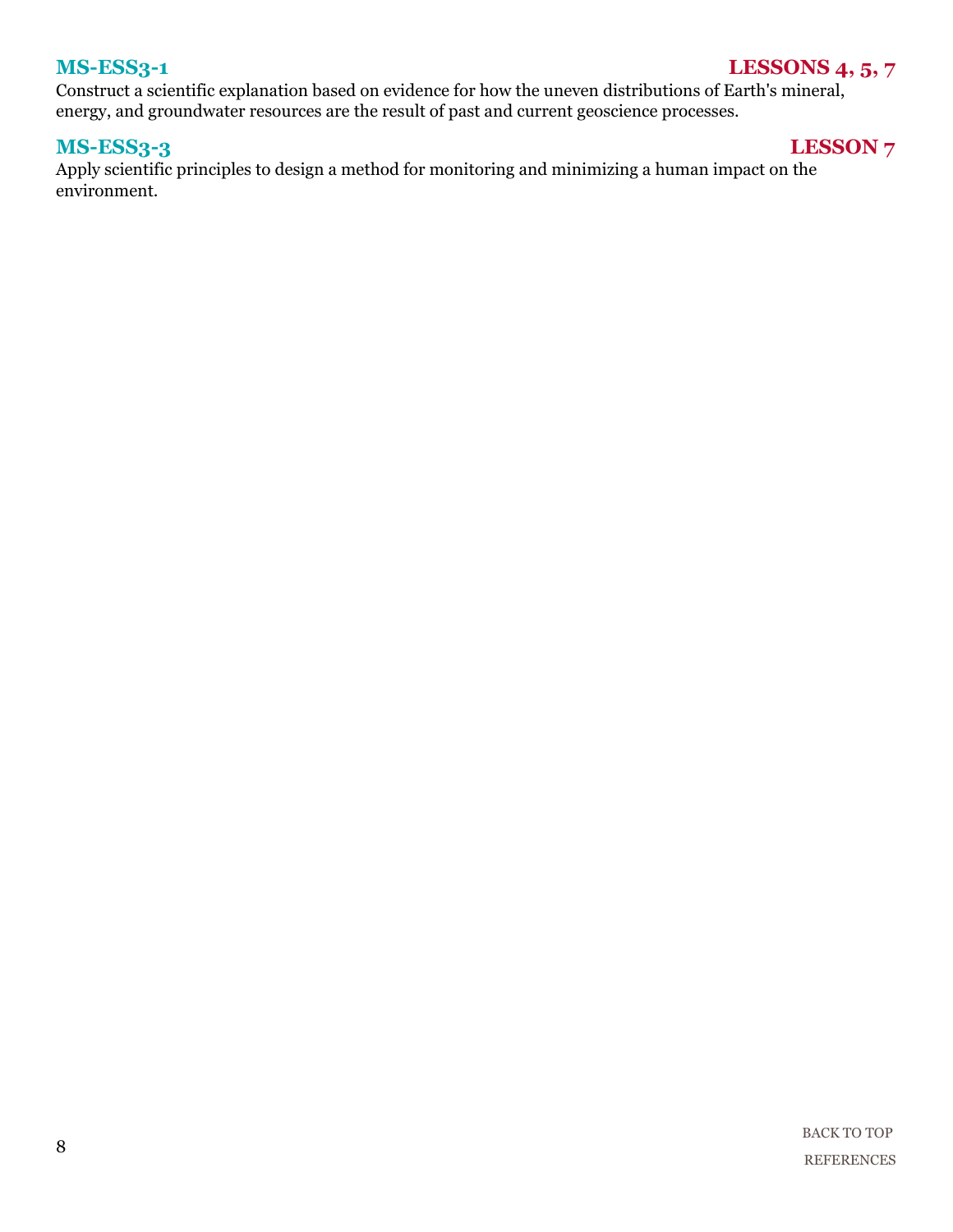### MS-ESS3-1 — LESSONS 4, 5, 7

Construct a scientific explanation based on evidence for how the uneven distributions of Earth's mineral, energy, and groundwater resources are the result of past and current geoscience processes.

### MS-ESS3-3 — LESSON 7

Apply scientific principles to design a method for monitoring and minimizing a human impact on the environment.

BACK TO TOP

REFERENCES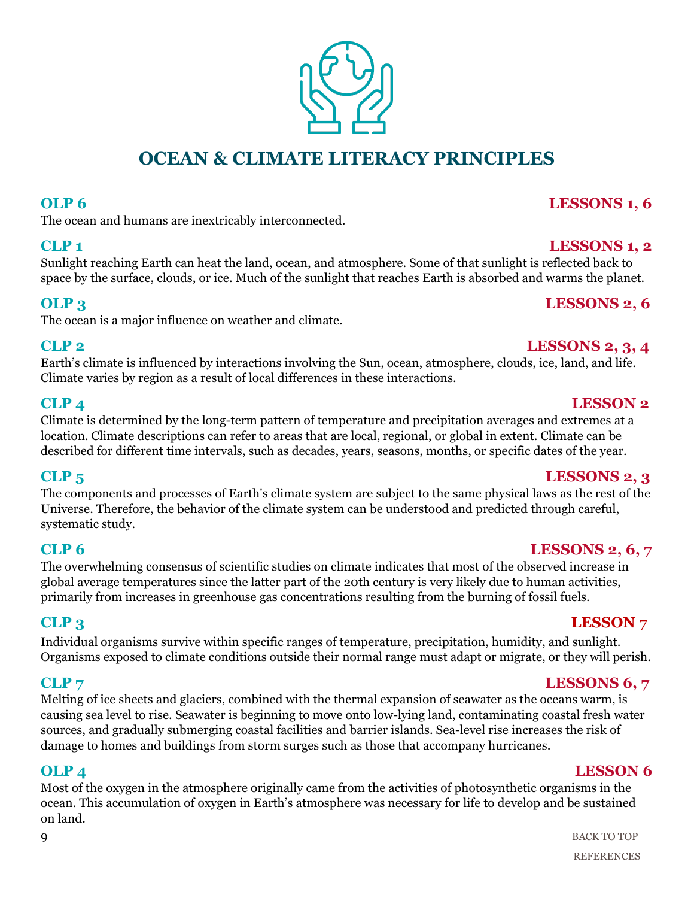# OCEAN & CLIMATE LITERACY PRINCIPLES

**OLP 6** — **LESSONS 1, 6**

The ocean and humans are inextricably interconnected.

**CLP 1** — **LESSONS 1, 2**

Sunlight reaching Earth can heat the land, ocean, and atmosphere. Some of that sunlight is reflected back to space by the surface, clouds, or ice. Much of the sunlight that reaches Earth is absorbed and warms the planet.

**OLP 3** — **LESSONS 2, 6**

The ocean is a major influence on weather and climate.

**CLP 2** — **LESSONS 2, 3, 4**

Earth's climate is influenced by interactions involving the Sun, ocean, atmosphere, clouds, ice, land, and life. Climate varies by region as a result of local differences in these interactions.

**CLP 4** — **LESSON 2**

Climate is determined by the long-term pattern of temperature and precipitation averages and extremes at a location. Climate descriptions can refer to areas that are local, regional, or global in extent. Climate can be described for different time intervals, such as decades, years, seasons, months, or specific dates of the year.

**CLP 5** — **LESSONS 2, 3**

The components and processes of Earth's climate system are subject to the same physical laws as the rest of the Universe. Therefore, the behavior of the climate system can be understood and predicted through careful, systematic study.

**CLP 6** — **LESSONS 2, 6, 7**

The overwhelming consensus of scientific studies on climate indicates that most of the observed increase in global average temperatures since the latter part of the 20th century is very likely due to human activities, primarily from increases in greenhouse gas concentrations resulting from the burning of fossil fuels.

**CLP 3** — **LESSON 7**

Individual organisms survive within specific ranges of temperature, precipitation, humidity, and sunlight. Organisms exposed to climate conditions outside their normal range must adapt or migrate, or they will perish.

**CLP 7** — **LESSONS 6, 7**

Melting of ice sheets and glaciers, combined with the thermal expansion of seawater as the oceans warm, is causing sea level to rise. Seawater is beginning to move onto low-lying land, contaminating coastal fresh water sources, and gradually submerging coastal facilities and barrier islands. Sea-level rise increases the risk of damage to homes and buildings from storm surges such as those that accompany hurricanes.

**OLP 4** — **LESSON 6**

Most of the oxygen in the atmosphere originally came from the activities of photosynthetic organisms in the ocean. This accumulation of oxygen in Earth's atmosphere was necessary for life to develop and be sustained on land.

BACK TO TOP

REFERENCES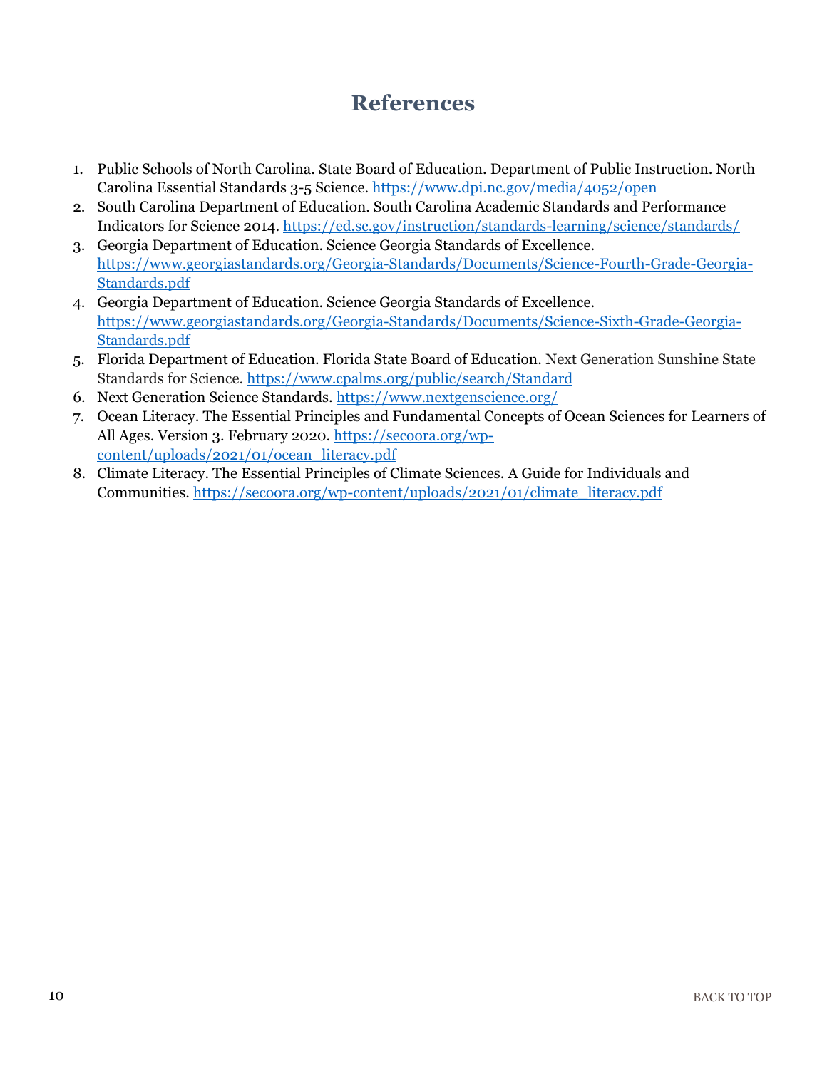# References

1. Public Schools of North Carolina. State Board of Education. Department of Public Instruction. North Carolina Essential Standards 3-5 Science. https://www.dpi.nc.gov/media/4052/open
2. South Carolina Department of Education. South Carolina Academic Standards and Performance Indicators for Science 2014. https://ed.sc.gov/instruction/standards-learning/science/standards/
3. Georgia Department of Education. Science Georgia Standards of Excellence. https://www.georgiastandards.org/Georgia-Standards/Documents/Science-Fourth-Grade-Georgia-Standards.pdf
4. Georgia Department of Education. Science Georgia Standards of Excellence. https://www.georgiastandards.org/Georgia-Standards/Documents/Science-Sixth-Grade-Georgia-Standards.pdf
5. Florida Department of Education. Florida State Board of Education. Next Generation Sunshine State Standards for Science. https://www.cpalms.org/public/search/Standard
6. Next Generation Science Standards. https://www.nextgenscience.org/
7. Ocean Literacy. The Essential Principles and Fundamental Concepts of Ocean Sciences for Learners of All Ages. Version 3. February 2020. https://secoora.org/wp-content/uploads/2021/01/ocean_literacy.pdf
8. Climate Literacy. The Essential Principles of Climate Sciences. A Guide for Individuals and Communities. https://secoora.org/wp-content/uploads/2021/01/climate_literacy.pdf

BACK TO TOP